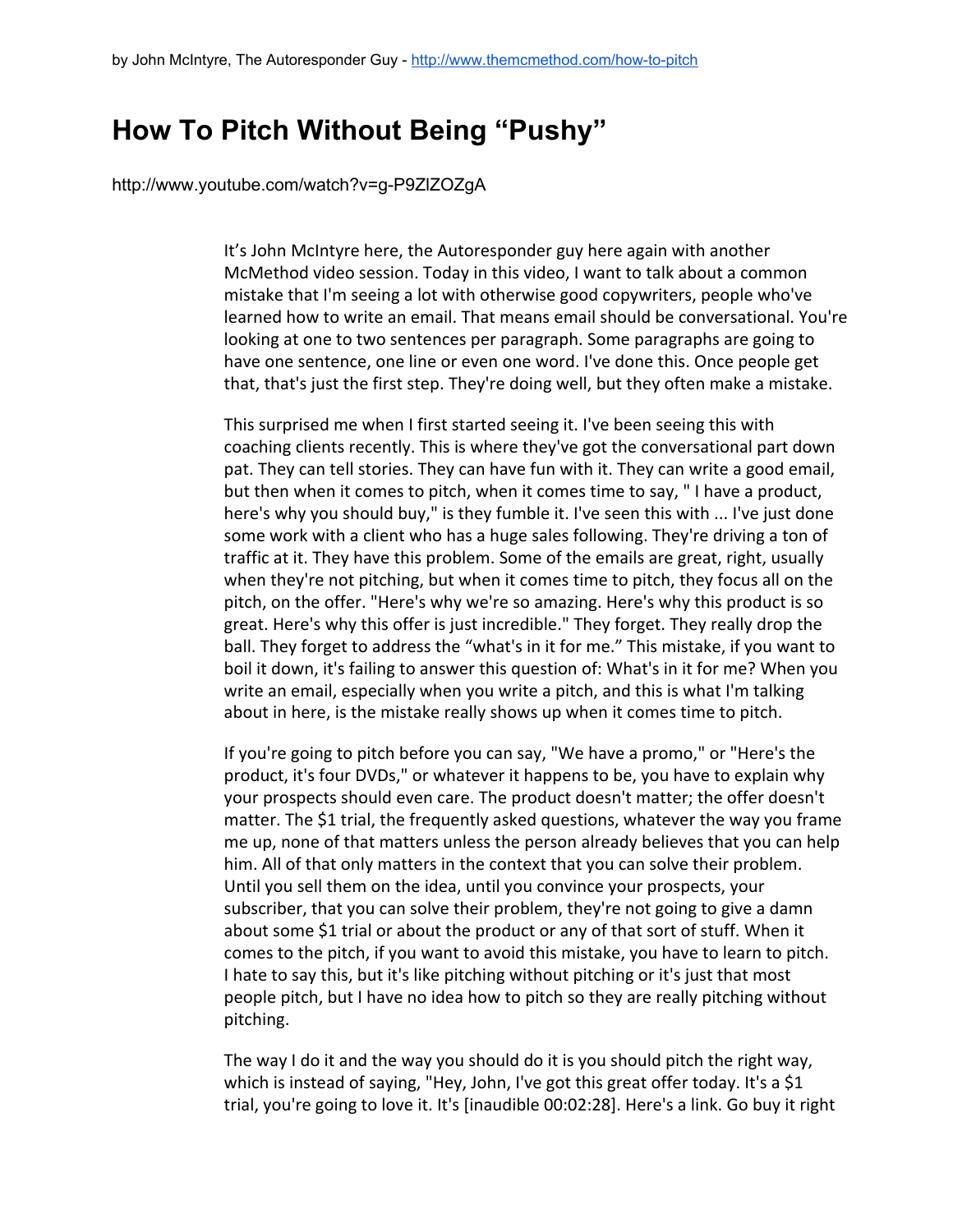by John McIntyre, The Autoresponder Guy - http://www.themcmethod.com/how-to-pitch

# How To Pitch Without Being "Pushy"

http://www.youtube.com/watch?v=g-P9ZlZOZgA

It's John McIntyre here, the Autoresponder guy here again with another McMethod video session. Today in this video, I want to talk about a common mistake that I'm seeing a lot with otherwise good copywriters, people who've learned how to write an email. That means email should be conversational. You're looking at one to two sentences per paragraph. Some paragraphs are going to have one sentence, one line or even one word. I've done this. Once people get that, that's just the first step. They're doing well, but they often make a mistake.

This surprised me when I first started seeing it. I've been seeing this with coaching clients recently. This is where they've got the conversational part down pat. They can tell stories. They can have fun with it. They can write a good email, but then when it comes to pitch, when it comes time to say, " I have a product, here's why you should buy," is they fumble it. I've seen this with ... I've just done some work with a client who has a huge sales following. They're driving a ton of traffic at it. They have this problem. Some of the emails are great, right, usually when they're not pitching, but when it comes time to pitch, they focus all on the pitch, on the offer. "Here's why we're so amazing. Here's why this product is so great. Here's why this offer is just incredible." They forget. They really drop the ball. They forget to address the "what's in it for me." This mistake, if you want to boil it down, it's failing to answer this question of: What's in it for me? When you write an email, especially when you write a pitch, and this is what I'm talking about in here, is the mistake really shows up when it comes time to pitch.

If you're going to pitch before you can say, "We have a promo," or "Here's the product, it's four DVDs," or whatever it happens to be, you have to explain why your prospects should even care. The product doesn't matter; the offer doesn't matter. The $1 trial, the frequently asked questions, whatever the way you frame me up, none of that matters unless the person already believes that you can help him. All of that only matters in the context that you can solve their problem. Until you sell them on the idea, until you convince your prospects, your subscriber, that you can solve their problem, they're not going to give a damn about some $1 trial or about the product or any of that sort of stuff. When it comes to the pitch, if you want to avoid this mistake, you have to learn to pitch. I hate to say this, but it's like pitching without pitching or it's just that most people pitch, but I have no idea how to pitch so they are really pitching without pitching.

The way I do it and the way you should do it is you should pitch the right way, which is instead of saying, "Hey, John, I've got this great offer today. It's a $1 trial, you're going to love it. It's [inaudible 00:02:28]. Here's a link. Go buy it right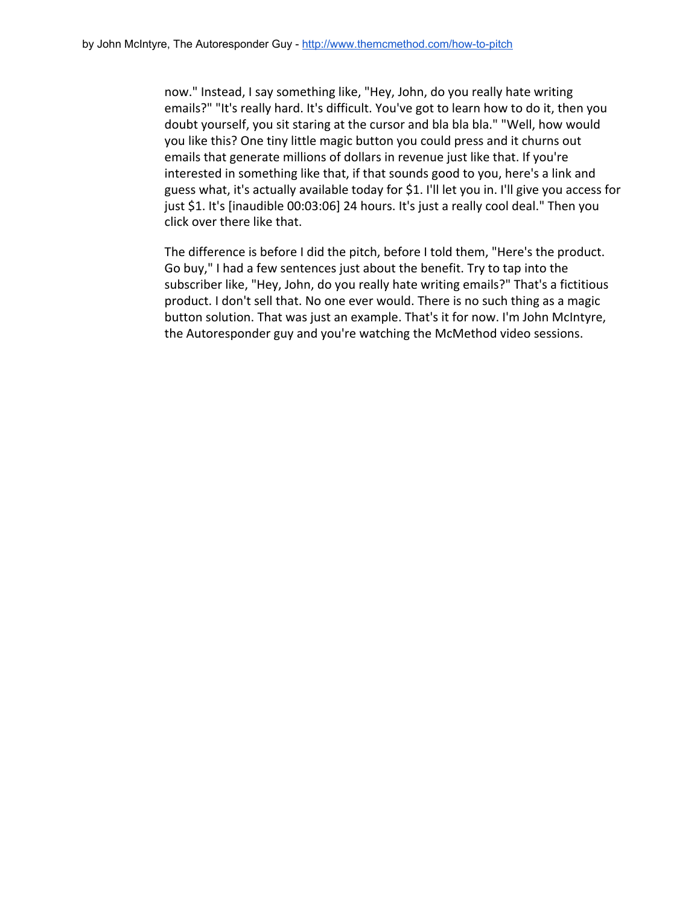now." Instead, I say something like, "Hey, John, do you really hate writing emails?" "It's really hard. It's difficult. You've got to learn how to do it, then you doubt yourself, you sit staring at the cursor and bla bla bla." "Well, how would you like this? One tiny little magic button you could press and it churns out emails that generate millions of dollars in revenue just like that. If you're interested in something like that, if that sounds good to you, here's a link and guess what, it's actually available today for $1. I'll let you in. I'll give you access for just $1. It's [inaudible 00:03:06] 24 hours. It's just a really cool deal." Then you click over there like that.

The difference is before I did the pitch, before I told them, "Here's the product. Go buy," I had a few sentences just about the benefit. Try to tap into the subscriber like, "Hey, John, do you really hate writing emails?" That's a fictitious product. I don't sell that. No one ever would. There is no such thing as a magic button solution. That was just an example. That's it for now. I'm John McIntyre, the Autoresponder guy and you're watching the McMethod video sessions.